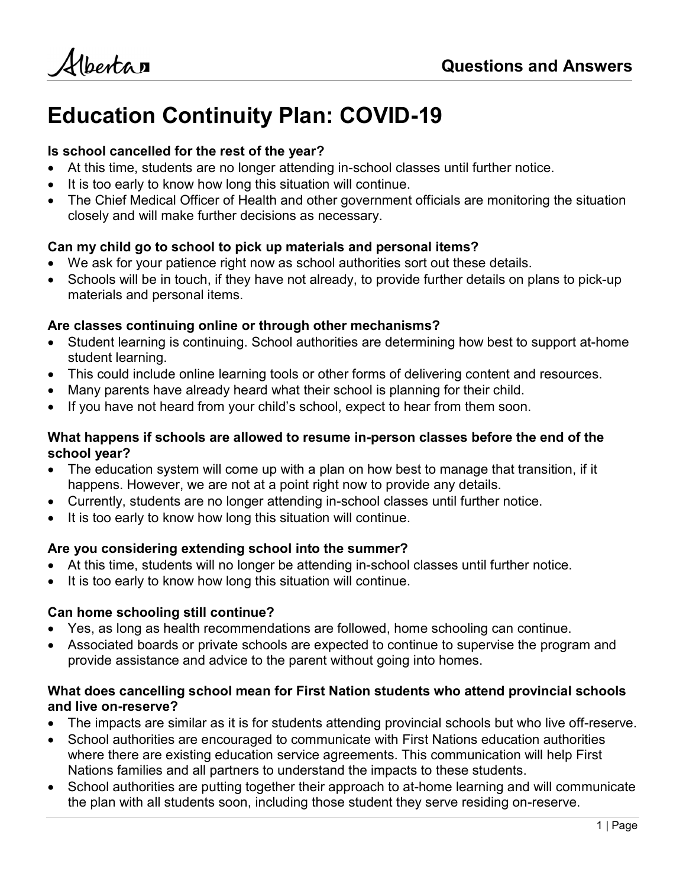# Education Continuity Plan: COVID-19

**Is school cancelled for the rest of the year?**

- At this time, students are no longer attending in-school classes until further notice.
- It is too early to know how long this situation will continue.
- The Chief Medical Officer of Health and other government officials are monitoring the situation closely and will make further decisions as necessary.

**Can my child go to school to pick up materials and personal items?**

- We ask for your patience right now as school authorities sort out these details.
- Schools will be in touch, if they have not already, to provide further details on plans to pick-up materials and personal items.

**Are classes continuing online or through other mechanisms?**

- Student learning is continuing. School authorities are determining how best to support at-home student learning.
- This could include online learning tools or other forms of delivering content and resources.
- Many parents have already heard what their school is planning for their child.
- If you have not heard from your child's school, expect to hear from them soon.

**What happens if schools are allowed to resume in-person classes before the end of the school year?**

- The education system will come up with a plan on how best to manage that transition, if it happens. However, we are not at a point right now to provide any details.
- Currently, students are no longer attending in-school classes until further notice.
- It is too early to know how long this situation will continue.

**Are you considering extending school into the summer?**

- At this time, students will no longer be attending in-school classes until further notice.
- It is too early to know how long this situation will continue.

**Can home schooling still continue?**

- Yes, as long as health recommendations are followed, home schooling can continue.
- Associated boards or private schools are expected to continue to supervise the program and provide assistance and advice to the parent without going into homes.

**What does cancelling school mean for First Nation students who attend provincial schools and live on-reserve?**

- The impacts are similar as it is for students attending provincial schools but who live off-reserve.
- School authorities are encouraged to communicate with First Nations education authorities where there are existing education service agreements. This communication will help First Nations families and all partners to understand the impacts to these students.
- School authorities are putting together their approach to at-home learning and will communicate the plan with all students soon, including those student they serve residing on-reserve.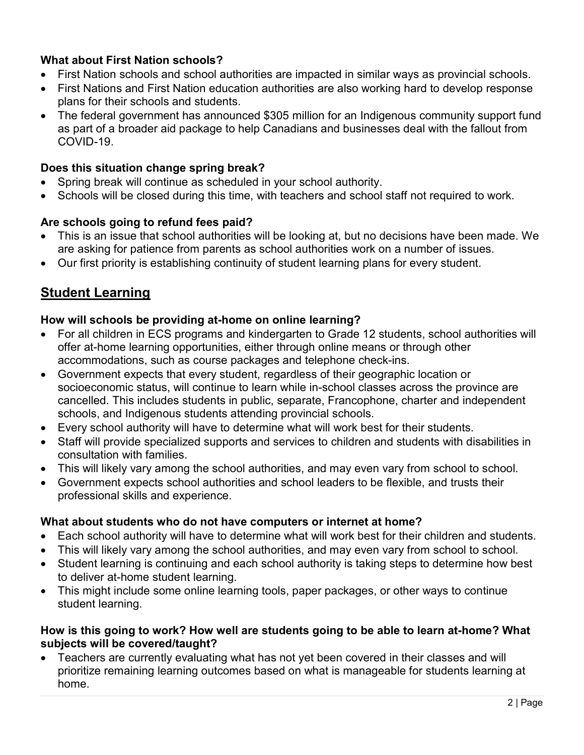**What about First Nation schools?**

- First Nation schools and school authorities are impacted in similar ways as provincial schools.
- First Nations and First Nation education authorities are also working hard to develop response plans for their schools and students.
- The federal government has announced $305 million for an Indigenous community support fund as part of a broader aid package to help Canadians and businesses deal with the fallout from COVID-19.

**Does this situation change spring break?**

- Spring break will continue as scheduled in your school authority.
- Schools will be closed during this time, with teachers and school staff not required to work.

**Are schools going to refund fees paid?**

- This is an issue that school authorities will be looking at, but no decisions have been made. We are asking for patience from parents as school authorities work on a number of issues.
- Our first priority is establishing continuity of student learning plans for every student.

## Student Learning

**How will schools be providing at-home on online learning?**

- For all children in ECS programs and kindergarten to Grade 12 students, school authorities will offer at-home learning opportunities, either through online means or through other accommodations, such as course packages and telephone check-ins.
- Government expects that every student, regardless of their geographic location or socioeconomic status, will continue to learn while in-school classes across the province are cancelled. This includes students in public, separate, Francophone, charter and independent schools, and Indigenous students attending provincial schools.
- Every school authority will have to determine what will work best for their students.
- Staff will provide specialized supports and services to children and students with disabilities in consultation with families.
- This will likely vary among the school authorities, and may even vary from school to school.
- Government expects school authorities and school leaders to be flexible, and trusts their professional skills and experience.

**What about students who do not have computers or internet at home?**

- Each school authority will have to determine what will work best for their children and students.
- This will likely vary among the school authorities, and may even vary from school to school.
- Student learning is continuing and each school authority is taking steps to determine how best to deliver at-home student learning.
- This might include some online learning tools, paper packages, or other ways to continue student learning.

**How is this going to work? How well are students going to be able to learn at-home? What subjects will be covered/taught?**

- Teachers are currently evaluating what has not yet been covered in their classes and will prioritize remaining learning outcomes based on what is manageable for students learning at home.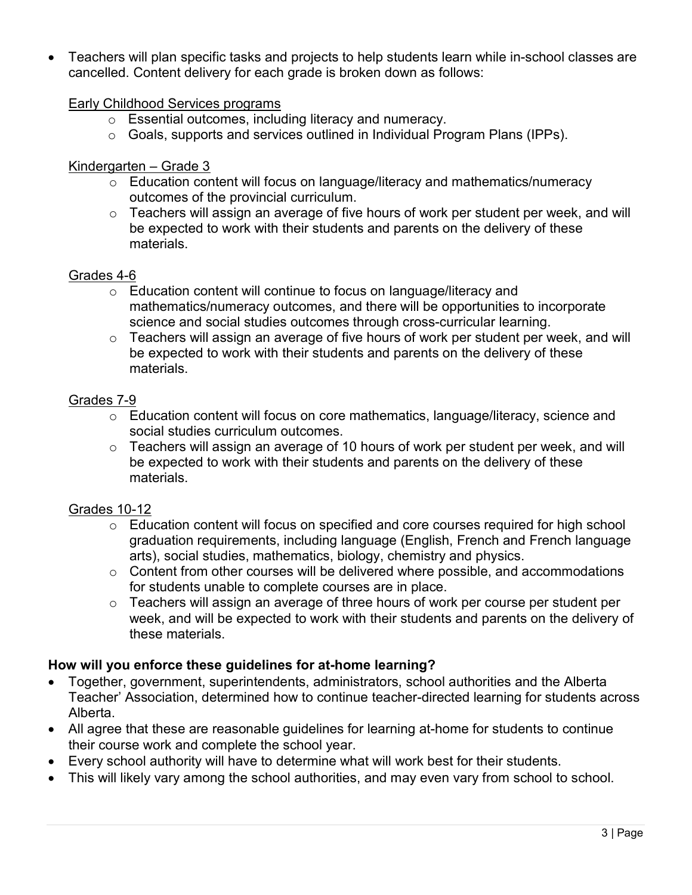- Teachers will plan specific tasks and projects to help students learn while in-school classes are cancelled. Content delivery for each grade is broken down as follows:

  Early Childhood Services programs
  - Essential outcomes, including literacy and numeracy.
  - Goals, supports and services outlined in Individual Program Plans (IPPs).

  Kindergarten – Grade 3
  - Education content will focus on language/literacy and mathematics/numeracy outcomes of the provincial curriculum.
  - Teachers will assign an average of five hours of work per student per week, and will be expected to work with their students and parents on the delivery of these materials.

  Grades 4-6
  - Education content will continue to focus on language/literacy and mathematics/numeracy outcomes, and there will be opportunities to incorporate science and social studies outcomes through cross-curricular learning.
  - Teachers will assign an average of five hours of work per student per week, and will be expected to work with their students and parents on the delivery of these materials.

  Grades 7-9
  - Education content will focus on core mathematics, language/literacy, science and social studies curriculum outcomes.
  - Teachers will assign an average of 10 hours of work per student per week, and will be expected to work with their students and parents on the delivery of these materials.

  Grades 10-12
  - Education content will focus on specified and core courses required for high school graduation requirements, including language (English, French and French language arts), social studies, mathematics, biology, chemistry and physics.
  - Content from other courses will be delivered where possible, and accommodations for students unable to complete courses are in place.
  - Teachers will assign an average of three hours of work per course per student per week, and will be expected to work with their students and parents on the delivery of these materials.

**How will you enforce these guidelines for at-home learning?**

- Together, government, superintendents, administrators, school authorities and the Alberta Teacher' Association, determined how to continue teacher-directed learning for students across Alberta.
- All agree that these are reasonable guidelines for learning at-home for students to continue their course work and complete the school year.
- Every school authority will have to determine what will work best for their students.
- This will likely vary among the school authorities, and may even vary from school to school.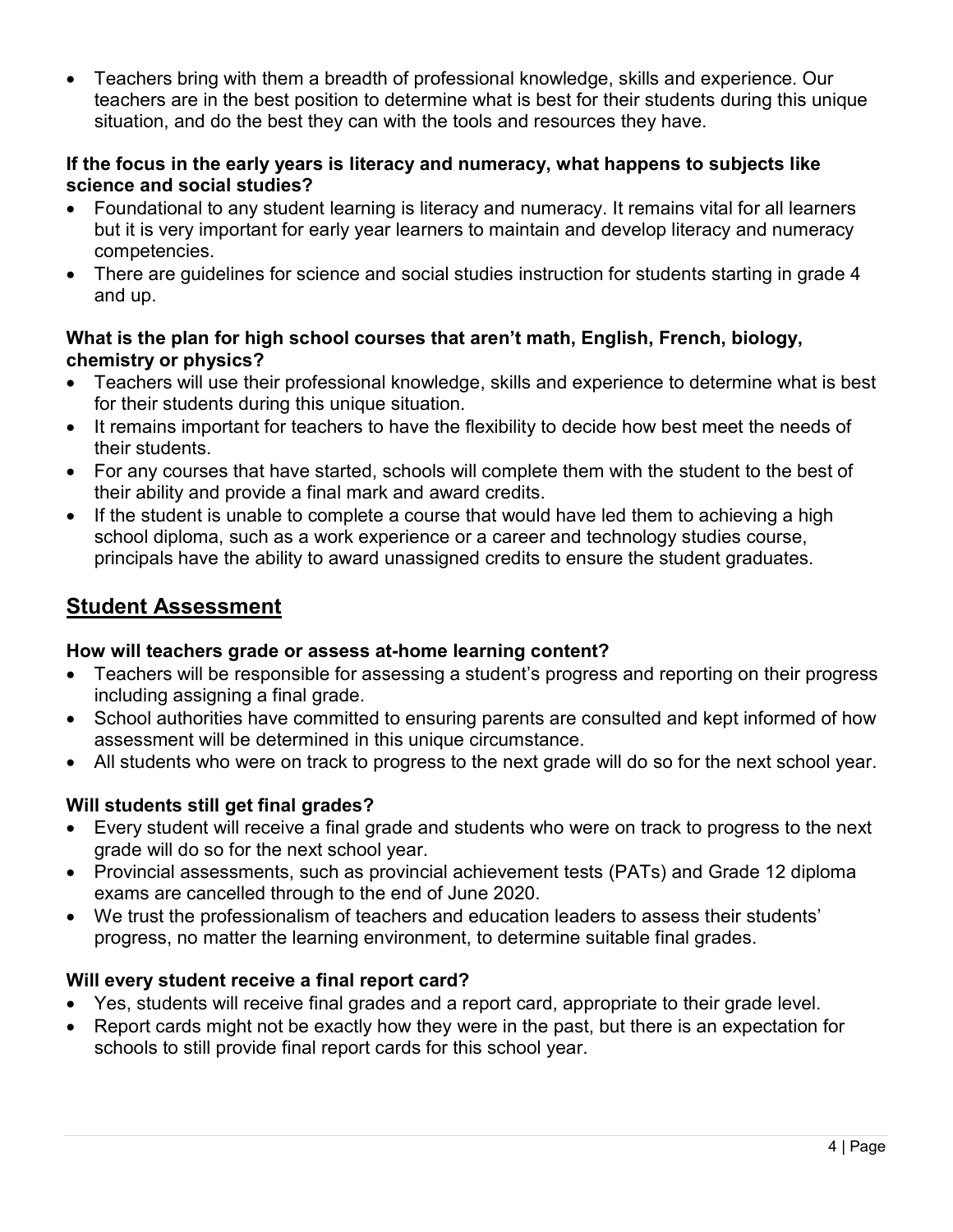- Teachers bring with them a breadth of professional knowledge, skills and experience. Our teachers are in the best position to determine what is best for their students during this unique situation, and do the best they can with the tools and resources they have.

**If the focus in the early years is literacy and numeracy, what happens to subjects like science and social studies?**

- Foundational to any student learning is literacy and numeracy. It remains vital for all learners but it is very important for early year learners to maintain and develop literacy and numeracy competencies.
- There are guidelines for science and social studies instruction for students starting in grade 4 and up.

**What is the plan for high school courses that aren't math, English, French, biology, chemistry or physics?**

- Teachers will use their professional knowledge, skills and experience to determine what is best for their students during this unique situation.
- It remains important for teachers to have the flexibility to decide how best meet the needs of their students.
- For any courses that have started, schools will complete them with the student to the best of their ability and provide a final mark and award credits.
- If the student is unable to complete a course that would have led them to achieving a high school diploma, such as a work experience or a career and technology studies course, principals have the ability to award unassigned credits to ensure the student graduates.

## Student Assessment

**How will teachers grade or assess at-home learning content?**

- Teachers will be responsible for assessing a student's progress and reporting on their progress including assigning a final grade.
- School authorities have committed to ensuring parents are consulted and kept informed of how assessment will be determined in this unique circumstance.
- All students who were on track to progress to the next grade will do so for the next school year.

**Will students still get final grades?**

- Every student will receive a final grade and students who were on track to progress to the next grade will do so for the next school year.
- Provincial assessments, such as provincial achievement tests (PATs) and Grade 12 diploma exams are cancelled through to the end of June 2020.
- We trust the professionalism of teachers and education leaders to assess their students' progress, no matter the learning environment, to determine suitable final grades.

**Will every student receive a final report card?**

- Yes, students will receive final grades and a report card, appropriate to their grade level.
- Report cards might not be exactly how they were in the past, but there is an expectation for schools to still provide final report cards for this school year.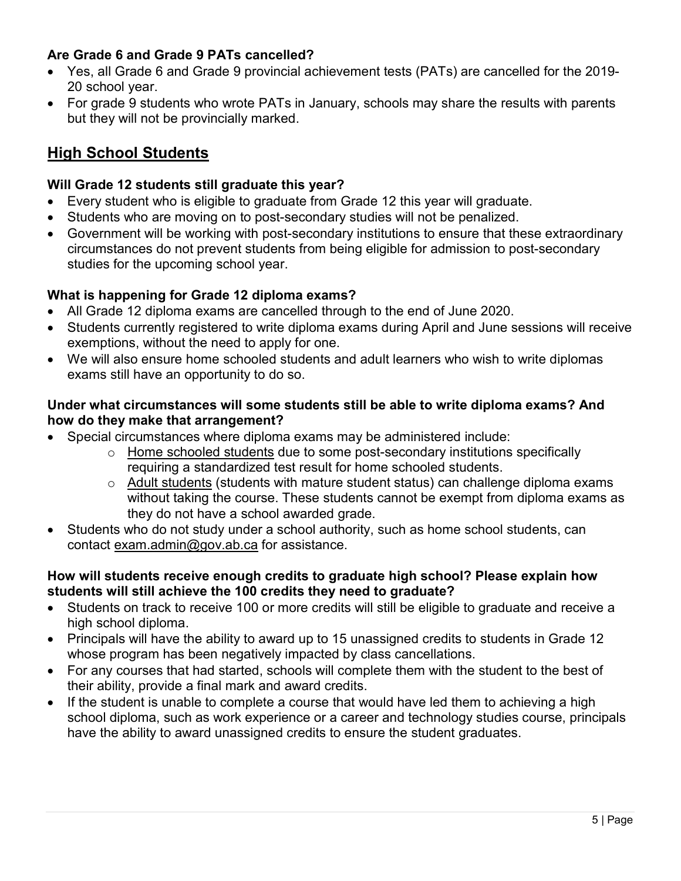**Are Grade 6 and Grade 9 PATs cancelled?**

- Yes, all Grade 6 and Grade 9 provincial achievement tests (PATs) are cancelled for the 2019-20 school year.
- For grade 9 students who wrote PATs in January, schools may share the results with parents but they will not be provincially marked.

## High School Students

**Will Grade 12 students still graduate this year?**

- Every student who is eligible to graduate from Grade 12 this year will graduate.
- Students who are moving on to post-secondary studies will not be penalized.
- Government will be working with post-secondary institutions to ensure that these extraordinary circumstances do not prevent students from being eligible for admission to post-secondary studies for the upcoming school year.

**What is happening for Grade 12 diploma exams?**

- All Grade 12 diploma exams are cancelled through to the end of June 2020.
- Students currently registered to write diploma exams during April and June sessions will receive exemptions, without the need to apply for one.
- We will also ensure home schooled students and adult learners who wish to write diplomas exams still have an opportunity to do so.

**Under what circumstances will some students still be able to write diploma exams? And how do they make that arrangement?**

- Special circumstances where diploma exams may be administered include:
  - Home schooled students due to some post-secondary institutions specifically requiring a standardized test result for home schooled students.
  - Adult students (students with mature student status) can challenge diploma exams without taking the course. These students cannot be exempt from diploma exams as they do not have a school awarded grade.
- Students who do not study under a school authority, such as home school students, can contact exam.admin@gov.ab.ca for assistance.

**How will students receive enough credits to graduate high school? Please explain how students will still achieve the 100 credits they need to graduate?**

- Students on track to receive 100 or more credits will still be eligible to graduate and receive a high school diploma.
- Principals will have the ability to award up to 15 unassigned credits to students in Grade 12 whose program has been negatively impacted by class cancellations.
- For any courses that had started, schools will complete them with the student to the best of their ability, provide a final mark and award credits.
- If the student is unable to complete a course that would have led them to achieving a high school diploma, such as work experience or a career and technology studies course, principals have the ability to award unassigned credits to ensure the student graduates.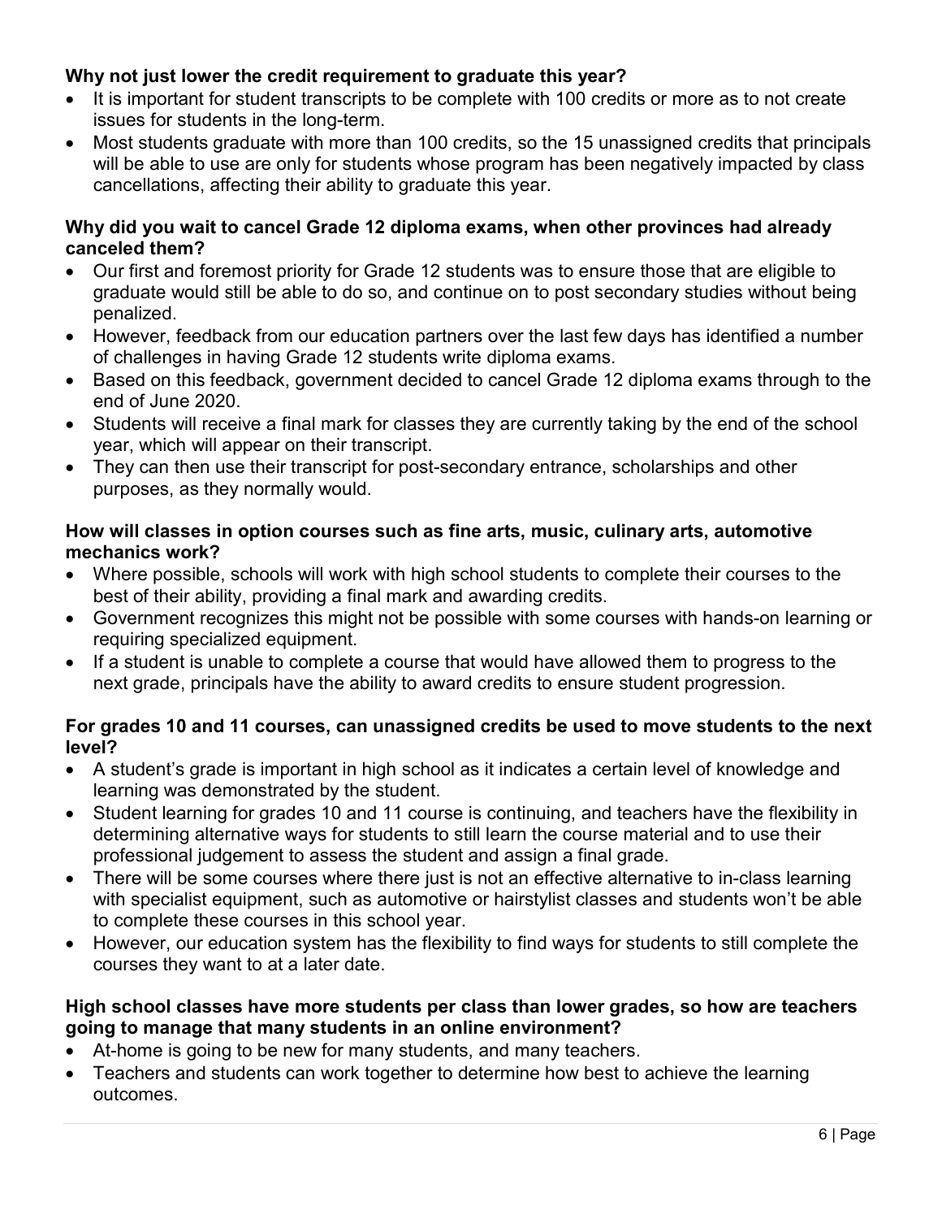**Why not just lower the credit requirement to graduate this year?**

- It is important for student transcripts to be complete with 100 credits or more as to not create issues for students in the long-term.
- Most students graduate with more than 100 credits, so the 15 unassigned credits that principals will be able to use are only for students whose program has been negatively impacted by class cancellations, affecting their ability to graduate this year.

**Why did you wait to cancel Grade 12 diploma exams, when other provinces had already canceled them?**

- Our first and foremost priority for Grade 12 students was to ensure those that are eligible to graduate would still be able to do so, and continue on to post secondary studies without being penalized.
- However, feedback from our education partners over the last few days has identified a number of challenges in having Grade 12 students write diploma exams.
- Based on this feedback, government decided to cancel Grade 12 diploma exams through to the end of June 2020.
- Students will receive a final mark for classes they are currently taking by the end of the school year, which will appear on their transcript.
- They can then use their transcript for post-secondary entrance, scholarships and other purposes, as they normally would.

**How will classes in option courses such as fine arts, music, culinary arts, automotive mechanics work?**

- Where possible, schools will work with high school students to complete their courses to the best of their ability, providing a final mark and awarding credits.
- Government recognizes this might not be possible with some courses with hands-on learning or requiring specialized equipment.
- If a student is unable to complete a course that would have allowed them to progress to the next grade, principals have the ability to award credits to ensure student progression.

**For grades 10 and 11 courses, can unassigned credits be used to move students to the next level?**

- A student's grade is important in high school as it indicates a certain level of knowledge and learning was demonstrated by the student.
- Student learning for grades 10 and 11 course is continuing, and teachers have the flexibility in determining alternative ways for students to still learn the course material and to use their professional judgement to assess the student and assign a final grade.
- There will be some courses where there just is not an effective alternative to in-class learning with specialist equipment, such as automotive or hairstylist classes and students won't be able to complete these courses in this school year.
- However, our education system has the flexibility to find ways for students to still complete the courses they want to at a later date.

**High school classes have more students per class than lower grades, so how are teachers going to manage that many students in an online environment?**

- At-home is going to be new for many students, and many teachers.
- Teachers and students can work together to determine how best to achieve the learning outcomes.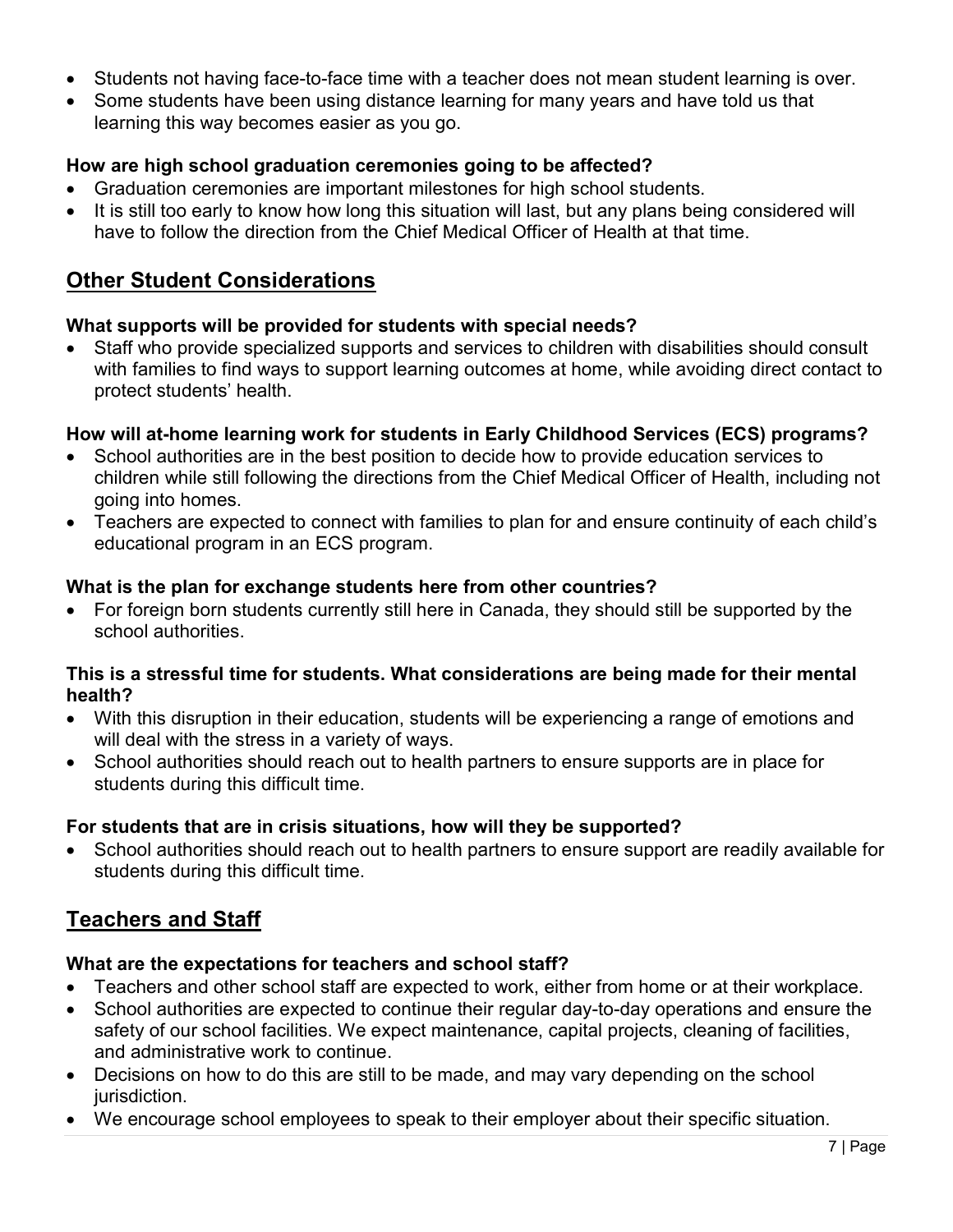- Students not having face-to-face time with a teacher does not mean student learning is over.
- Some students have been using distance learning for many years and have told us that learning this way becomes easier as you go.

**How are high school graduation ceremonies going to be affected?**

- Graduation ceremonies are important milestones for high school students.
- It is still too early to know how long this situation will last, but any plans being considered will have to follow the direction from the Chief Medical Officer of Health at that time.

## Other Student Considerations

**What supports will be provided for students with special needs?**

- Staff who provide specialized supports and services to children with disabilities should consult with families to find ways to support learning outcomes at home, while avoiding direct contact to protect students' health.

**How will at-home learning work for students in Early Childhood Services (ECS) programs?**

- School authorities are in the best position to decide how to provide education services to children while still following the directions from the Chief Medical Officer of Health, including not going into homes.
- Teachers are expected to connect with families to plan for and ensure continuity of each child's educational program in an ECS program.

**What is the plan for exchange students here from other countries?**

- For foreign born students currently still here in Canada, they should still be supported by the school authorities.

**This is a stressful time for students. What considerations are being made for their mental health?**

- With this disruption in their education, students will be experiencing a range of emotions and will deal with the stress in a variety of ways.
- School authorities should reach out to health partners to ensure supports are in place for students during this difficult time.

**For students that are in crisis situations, how will they be supported?**

- School authorities should reach out to health partners to ensure support are readily available for students during this difficult time.

## Teachers and Staff

**What are the expectations for teachers and school staff?**

- Teachers and other school staff are expected to work, either from home or at their workplace.
- School authorities are expected to continue their regular day-to-day operations and ensure the safety of our school facilities. We expect maintenance, capital projects, cleaning of facilities, and administrative work to continue.
- Decisions on how to do this are still to be made, and may vary depending on the school jurisdiction.
- We encourage school employees to speak to their employer about their specific situation.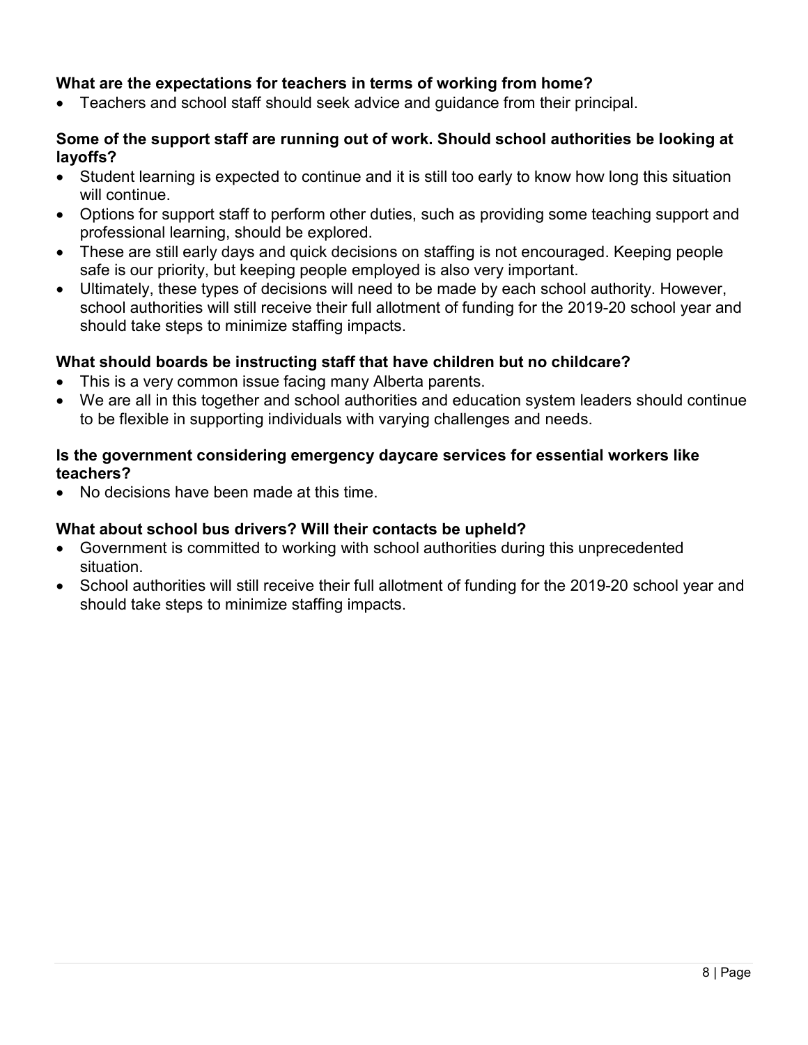**What are the expectations for teachers in terms of working from home?**

- Teachers and school staff should seek advice and guidance from their principal.

**Some of the support staff are running out of work. Should school authorities be looking at layoffs?**

- Student learning is expected to continue and it is still too early to know how long this situation will continue.
- Options for support staff to perform other duties, such as providing some teaching support and professional learning, should be explored.
- These are still early days and quick decisions on staffing is not encouraged. Keeping people safe is our priority, but keeping people employed is also very important.
- Ultimately, these types of decisions will need to be made by each school authority. However, school authorities will still receive their full allotment of funding for the 2019-20 school year and should take steps to minimize staffing impacts.

**What should boards be instructing staff that have children but no childcare?**

- This is a very common issue facing many Alberta parents.
- We are all in this together and school authorities and education system leaders should continue to be flexible in supporting individuals with varying challenges and needs.

**Is the government considering emergency daycare services for essential workers like teachers?**

- No decisions have been made at this time.

**What about school bus drivers? Will their contacts be upheld?**

- Government is committed to working with school authorities during this unprecedented situation.
- School authorities will still receive their full allotment of funding for the 2019-20 school year and should take steps to minimize staffing impacts.